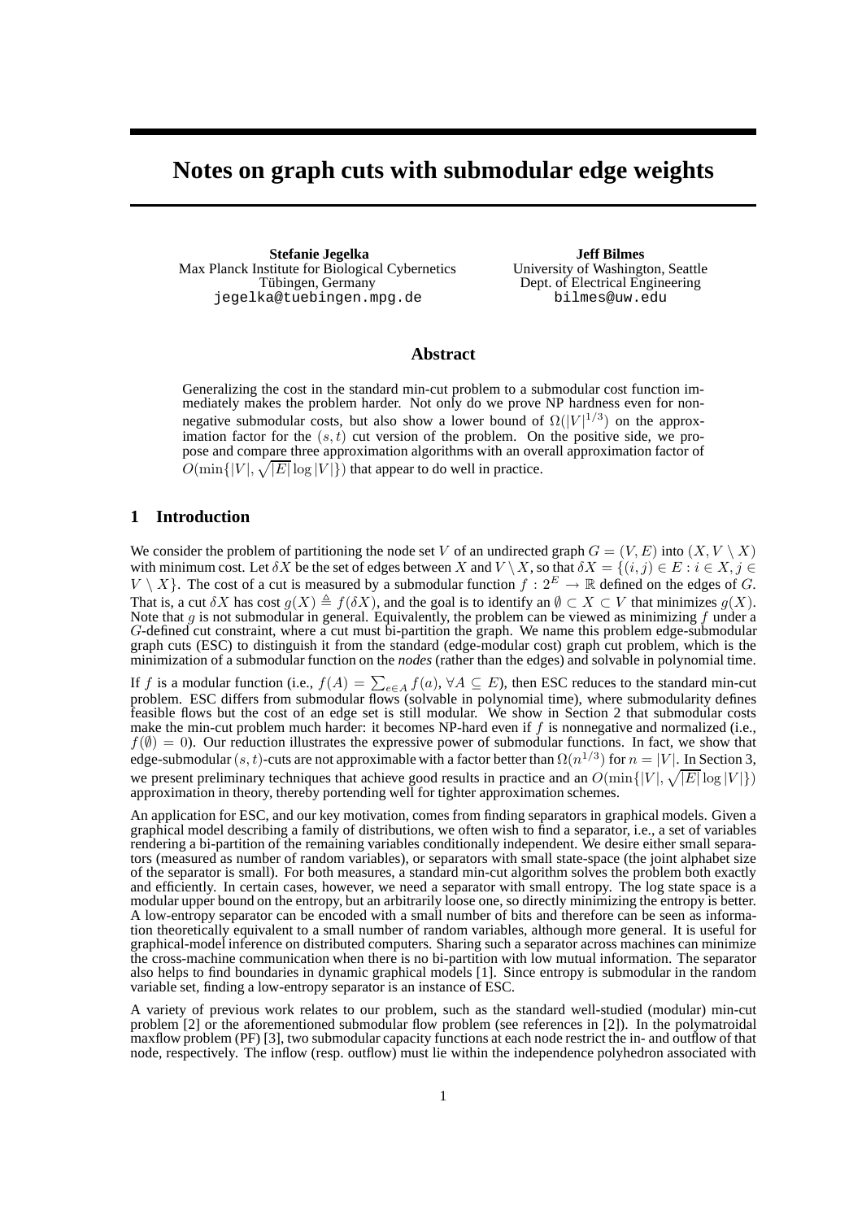# Notes on graph cuts with submodular edge weights

**Stefanie Jegelka**
Max Planck Institute for Biological Cybernetics
Tübingen, Germany
jegelka@tuebingen.mpg.de

**Jeff Bilmes**
University of Washington, Seattle
Dept. of Electrical Engineering
bilmes@uw.edu

## Abstract

Generalizing the cost in the standard min-cut problem to a submodular cost function immediately makes the problem harder. Not only do we prove NP hardness even for nonnegative submodular costs, but also show a lower bound of $\Omega(|V|^{1/3})$ on the approximation factor for the $(s,t)$ cut version of the problem. On the positive side, we propose and compare three approximation algorithms with an overall approximation factor of $O(\min\{|V|, \sqrt{|E|}\log|V|\})$ that appear to do well in practice.

## 1 Introduction

We consider the problem of partitioning the node set $V$ of an undirected graph $G = (V,E)$ into $(X, V\setminus X)$ with minimum cost. Let $\delta X$ be the set of edges between $X$ and $V \setminus X$, so that $\delta X = \{(i,j) \in E : i \in X, j \in V \setminus X\}$. The cost of a cut is measured by a submodular function $f : 2^E \to \mathbb{R}$ defined on the edges of $G$. That is, a cut $\delta X$ has cost $g(X) \triangleq f(\delta X)$, and the goal is to identify an $\emptyset \subset X \subset V$ that minimizes $g(X)$. Note that $g$ is not submodular in general. Equivalently, the problem can be viewed as minimizing $f$ under a $G$-defined cut constraint, where a cut must bi-partition the graph. We name this problem edge-submodular graph cuts (ESC) to distinguish it from the standard (edge-modular cost) graph cut problem, which is the minimization of a submodular function on the *nodes* (rather than the edges) and solvable in polynomial time.

If $f$ is a modular function (i.e., $f(A) = \sum_{e\in A} f(a)$, $\forall A \subseteq E$), then ESC reduces to the standard min-cut problem. ESC differs from submodular flows (solvable in polynomial time), where submodularity defines feasible flows but the cost of an edge set is still modular. We show in Section 2 that submodular costs make the min-cut problem much harder: it becomes NP-hard even if $f$ is nonnegative and normalized (i.e., $f(\emptyset) = 0$). Our reduction illustrates the expressive power of submodular functions. In fact, we show that edge-submodular $(s,t)$-cuts are not approximable with a factor better than $\Omega(n^{1/3})$ for $n = |V|$. In Section 3, we present preliminary techniques that achieve good results in practice and an $O(\min\{|V|, \sqrt{|E|}\log|V|\})$ approximation in theory, thereby portending well for tighter approximation schemes.

An application for ESC, and our key motivation, comes from finding separators in graphical models. Given a graphical model describing a family of distributions, we often wish to find a separator, i.e., a set of variables rendering a bi-partition of the remaining variables conditionally independent. We desire either small separators (measured as number of random variables), or separators with small state-space (the joint alphabet size of the separator is small). For both measures, a standard min-cut algorithm solves the problem both exactly and efficiently. In certain cases, however, we need a separator with small entropy. The log state space is a modular upper bound on the entropy, but an arbitrarily loose one, so directly minimizing the entropy is better. A low-entropy separator can be encoded with a small number of bits and therefore can be seen as information theoretically equivalent to a small number of random variables, although more general. It is useful for graphical-model inference on distributed computers. Sharing such a separator across machines can minimize the cross-machine communication when there is no bi-partition with low mutual information. The separator also helps to find boundaries in dynamic graphical models [1]. Since entropy is submodular in the random variable set, finding a low-entropy separator is an instance of ESC.

A variety of previous work relates to our problem, such as the standard well-studied (modular) min-cut problem [2] or the aforementioned submodular flow problem (see references in [2]). In the polymatroidal maxflow problem (PF) [3], two submodular capacity functions at each node restrict the in- and outflow of that node, respectively. The inflow (resp. outflow) must lie within the independence polyhedron associated with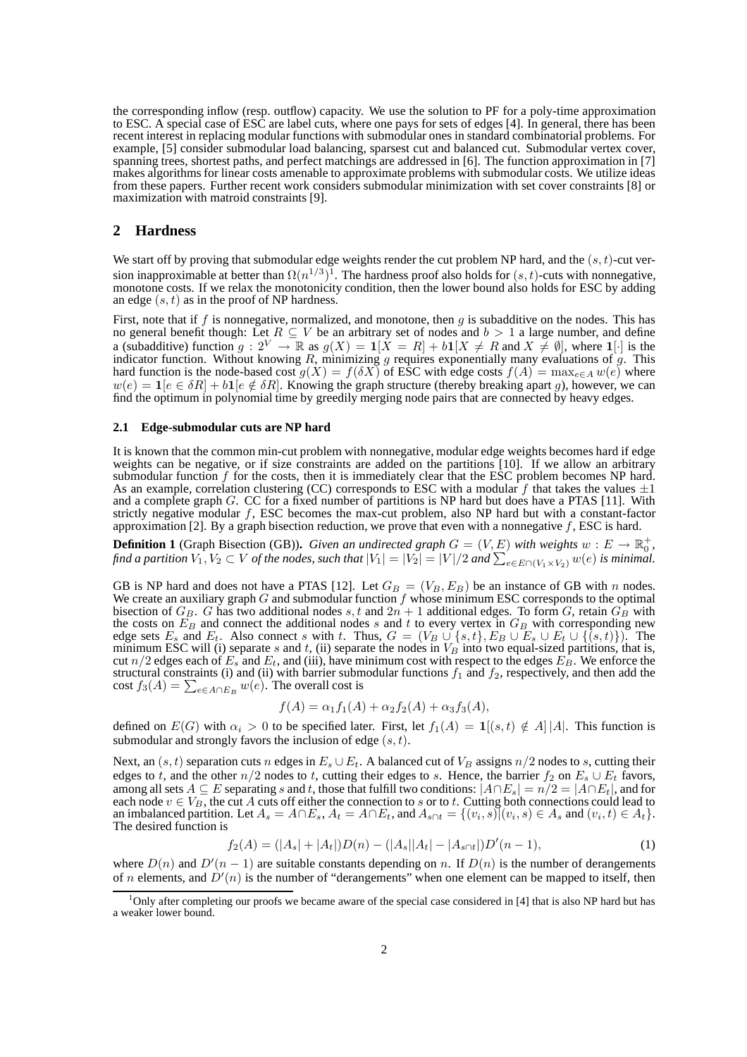the corresponding inflow (resp. outflow) capacity. We use the solution to PF for a poly-time approximation to ESC. A special case of ESC are label cuts, where one pays for sets of edges [4]. In general, there has been recent interest in replacing modular functions with submodular ones in standard combinatorial problems. For example, [5] consider submodular load balancing, sparsest cut and balanced cut. Submodular vertex cover, spanning trees, shortest paths, and perfect matchings are addressed in [6]. The function approximation in [7] makes algorithms for linear costs amenable to approximate problems with submodular costs. We utilize ideas from these papers. Further recent work considers submodular minimization with set cover constraints [8] or maximization with matroid constraints [9].

## 2 Hardness

We start off by proving that submodular edge weights render the cut problem NP hard, and the $(s,t)$-cut version inapproximable at better than $\Omega(n^{1/3})$[1]. The hardness proof also holds for $(s,t)$-cuts with nonnegative, monotone costs. If we relax the monotonicity condition, then the lower bound also holds for ESC by adding an edge $(s,t)$ as in the proof of NP hardness.

First, note that if $f$ is nonnegative, normalized, and monotone, then $g$ is subadditive on the nodes. This has no general benefit though: Let $R \subseteq V$ be an arbitrary set of nodes and $b > 1$ a large number, and define a (subadditive) function $g : 2^V \to \mathbb{R}$ as $g(X) = \mathbf{1}[X = R] + b\mathbf{1}[X \neq R \text{ and } X \neq \emptyset]$, where $\mathbf{1}[\cdot]$ is the indicator function. Without knowing $R$, minimizing $g$ requires exponentially many evaluations of $g$. This hard function is the node-based cost $g(X) = f(\delta X)$ of ESC with edge costs $f(A) = \max_{e \in A} w(e)$ where $w(e) = \mathbf{1}[e \in \delta R] + b\mathbf{1}[e \notin \delta R]$. Knowing the graph structure (thereby breaking apart $g$), however, we can find the optimum in polynomial time by greedily merging node pairs that are connected by heavy edges.

### 2.1 Edge-submodular cuts are NP hard

It is known that the common min-cut problem with nonnegative, modular edge weights becomes hard if edge weights can be negative, or if size constraints are added on the partitions [10]. If we allow an arbitrary submodular function $f$ for the costs, then it is immediately clear that the ESC problem becomes NP hard. As an example, correlation clustering (CC) corresponds to ESC with a modular $f$ that takes the values $\pm 1$ and a complete graph $G$. CC for a fixed number of partitions is NP hard but does have a PTAS [11]. With strictly negative modular $f$, ESC becomes the max-cut problem, also NP hard but with a constant-factor approximation [2]. By a graph bisection reduction, we prove that even with a nonnegative $f$, ESC is hard.

**Definition 1** (Graph Bisection (GB)). *Given an undirected graph $G = (V, E)$ with weights $w : E \to \mathbb{R}_0^+$, find a partition $V_1, V_2 \subset V$ of the nodes, such that $|V_1| = |V_2| = |V|/2$ and $\sum_{e \in E \cap (V_1 \times V_2)} w(e)$ is minimal.*

GB is NP hard and does not have a PTAS [12]. Let $G_B = (V_B, E_B)$ be an instance of GB with $n$ nodes. We create an auxiliary graph $G$ and submodular function $f$ whose minimum ESC corresponds to the optimal bisection of $G_B$. $G$ has two additional nodes $s, t$ and $2n + 1$ additional edges. To form $G$, retain $G_B$ with the costs on $E_B$ and connect the additional nodes $s$ and $t$ to every vertex in $G_B$ with corresponding new edge sets $E_s$ and $E_t$. Also connect $s$ with $t$. Thus, $G = (V_B \cup \{s, t\}, E_B \cup E_s \cup E_t \cup \{(s, t)\})$. The minimum ESC will (i) separate $s$ and $t$, (ii) separate the nodes in $V_B$ into two equal-sized partitions, that is, cut $n/2$ edges each of $E_s$ and $E_t$, and (iii), have minimum cost with respect to the edges $E_B$. We enforce the structural constraints (i) and (ii) with barrier submodular functions $f_1$ and $f_2$, respectively, and then add the cost $f_3(A) = \sum_{e \in A \cap E_B} w(e)$. The overall cost is

$$f(A) = \alpha_1 f_1(A) + \alpha_2 f_2(A) + \alpha_3 f_3(A),$$

defined on $E(G)$ with $\alpha_i > 0$ to be specified later. First, let $f_1(A) = \mathbf{1}[(s,t) \notin A]\,|A|$. This function is submodular and strongly favors the inclusion of edge $(s,t)$.

Next, an $(s,t)$ separation cuts $n$ edges in $E_s \cup E_t$. A balanced cut of $V_B$ assigns $n/2$ nodes to $s$, cutting their edges to $t$, and the other $n/2$ nodes to $t$, cutting their edges to $s$. Hence, the barrier $f_2$ on $E_s \cup E_t$ favors, among all sets $A \subseteq E$ separating $s$ and $t$, those that fulfill two conditions: $|A \cap E_s| = n/2 = |A \cap E_t|$, and for each node $v \in V_B$, the cut $A$ cuts off either the connection to $s$ or to $t$. Cutting both connections could lead to an imbalanced partition. Let $A_s = A \cap E_s$, $A_t = A \cap E_t$, and $A_{s \cap t} = \{(v_i, s) | (v_i, s) \in A_s \text{ and } (v_i, t) \in A_t\}$. The desired function is

$$f_2(A) = (|A_s| + |A_t|)D(n) - (|A_s||A_t| - |A_{s \cap t}|)D'(n-1), \tag{1}$$

where $D(n)$ and $D'(n-1)$ are suitable constants depending on $n$. If $D(n)$ is the number of derangements of $n$ elements, and $D'(n)$ is the number of "derangements" when one element can be mapped to itself, then

[1] Only after completing our proofs we became aware of the special case considered in [4] that is also NP hard but has a weaker lower bound.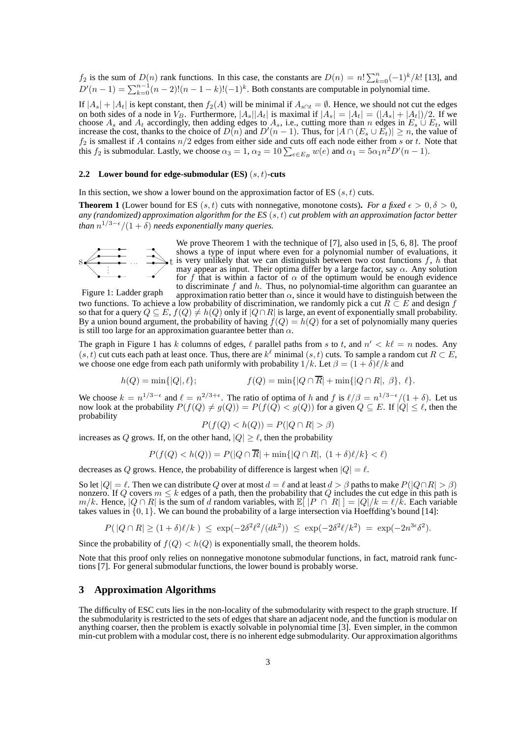$f_2$ is the sum of $D(n)$ rank functions. In this case, the constants are $D(n) = n! \sum_{k=0}^{n} (-1)^k/k!$ [13], and $D'(n-1) = \sum_{k=0}^{n-1} (n-2)!(n-1-k)!(-1)^k$. Both constants are computable in polynomial time.

If $|A_s| + |A_t|$ is kept constant, then $f_2(A)$ will be minimal if $A_{s \cap t} = \emptyset$. Hence, we should not cut the edges on both sides of a node in $V_B$. Furthermore, $|A_s||A_t|$ is maximal if $|A_s| = |A_t| = (|A_s| + |A_t|)/2$. If we choose $A_s$ and $A_t$ accordingly, then adding edges to $A_s$, i.e., cutting more than $n$ edges in $E_s \cup E_t$, will increase the cost, thanks to the choice of $D(n)$ and $D'(n-1)$. Thus, for $|A \cap (E_s \cup E_t)| \geq n$, the value of $f_2$ is smallest if $A$ contains $n/2$ edges from either side and cuts off each node either from $s$ or $t$. Note that this $f_2$ is submodular. Lastly, we choose $\alpha_3 = 1$, $\alpha_2 = 10 \sum_{e \in E_B} w(e)$ and $\alpha_1 = 5\alpha_1 n^2 D'(n-1)$.

### 2.2 Lower bound for edge-submodular (ES) $(s,t)$-cuts

In this section, we show a lower bound on the approximation factor of ES $(s,t)$ cuts.

**Theorem 1** (Lower bound for ES $(s,t)$ cuts with nonnegative, monotone costs)**.** *For a fixed $\epsilon > 0, \delta > 0$, any (randomized) approximation algorithm for the ES $(s,t)$ cut problem with an approximation factor better than $n^{1/3-\epsilon}/(1+\delta)$ needs exponentially many queries.*

Figure 1: Ladder graph

We prove Theorem 1 with the technique of [7], also used in [5, 6, 8]. The proof shows a type of input where even for a polynomial number of evaluations, it is very unlikely that we can distinguish between two cost functions $f$, $h$ that may appear as input. Their optima differ by a large factor, say $\alpha$. Any solution for $f$ that is within a factor of $\alpha$ of the optimum would be enough evidence to discriminate $f$ and $h$. Thus, no polynomial-time algorithm can guarantee an approximation ratio better than $\alpha$, since it would have to distinguish between the two functions. To achieve a low probability of discrimination, we randomly pick a cut $R \subset E$ and design $f$ so that for a query $Q \subseteq E$, $f(Q) \neq h(Q)$ only if $|Q \cap R|$ is large, an event of exponentially small probability. By a union bound argument, the probability of having $f(Q) = h(Q)$ for a set of polynomially many queries is still too large for an approximation guarantee better than $\alpha$.

The graph in Figure 1 has $k$ columns of edges, $\ell$ parallel paths from $s$ to $t$, and $n' < k\ell = n$ nodes. Any $(s,t)$ cut cuts each path at least once. Thus, there are $k^\ell$ minimal $(s,t)$ cuts. To sample a random cut $R \subset E$, we choose one edge from each path uniformly with probability $1/k$. Let $\beta = (1+\delta)\ell/k$ and

$$h(Q) = \min\{|Q|, \ell\}; \qquad\qquad f(Q) = \min\{|Q \cap \overline{R}| + \min\{|Q \cap R|,\ \beta\},\ \ell\}.$$

We choose $k = n^{1/3-\epsilon}$ and $\ell = n^{2/3+\epsilon}$. The ratio of optima of $h$ and $f$ is $\ell/\beta = n^{1/3-\epsilon}/(1+\delta)$. Let us now look at the probability $P(f(Q) \neq g(Q)) = P(f(Q) < g(Q))$ for a given $Q \subseteq E$. If $|Q| \leq \ell$, then the probability

$$P(f(Q) < h(Q)) = P(|Q \cap R| > \beta)$$

increases as $Q$ grows. If, on the other hand, $|Q| \geq \ell$, then the probability

$$P(f(Q) < h(Q)) = P(|Q \cap \overline{R}| + \min\{|Q \cap R|,\ (1+\delta)\ell/k\} < \ell)$$

decreases as $Q$ grows. Hence, the probability of difference is largest when $|Q| = \ell$.

So let $|Q| = \ell$. Then we can distribute $Q$ over at most $d = \ell$ and at least $d > \beta$ paths to make $P(|Q \cap R| > \beta)$ nonzero. If $Q$ covers $m \leq k$ edges of a path, then the probability that $Q$ includes the cut edge in this path is $m/k$. Hence, $|Q \cap R|$ is the sum of $d$ random variables, with $\mathbb{E}[\ |P \ \cap \ R|\ ] = |Q|/k = \ell/k$. Each variable takes values in $\{0, 1\}$. We can bound the probability of a large intersection via Hoeffding's bound [14]:

$$P(\,|Q \cap R| \geq (1+\delta)\ell/k\,) \ \leq\ \exp(-2\delta^2\ell^2/(dk^2)) \ \leq\ \exp(-2\delta^2\ell/k^2) \ =\ \exp(-2n^{3\epsilon}\delta^2).$$

Since the probability of $f(Q) < h(Q)$ is exponentially small, the theorem holds.

Note that this proof only relies on nonnegative monotone submodular functions, in fact, matroid rank functions [7]. For general submodular functions, the lower bound is probably worse.

## 3 Approximation Algorithms

The difficulty of ESC cuts lies in the non-locality of the submodularity with respect to the graph structure. If the submodularity is restricted to the sets of edges that share an adjacent node, and the function is modular on anything coarser, then the problem is exactly solvable in polynomial time [3]. Even simpler, in the common min-cut problem with a modular cost, there is no inherent edge submodularity. Our approximation algorithms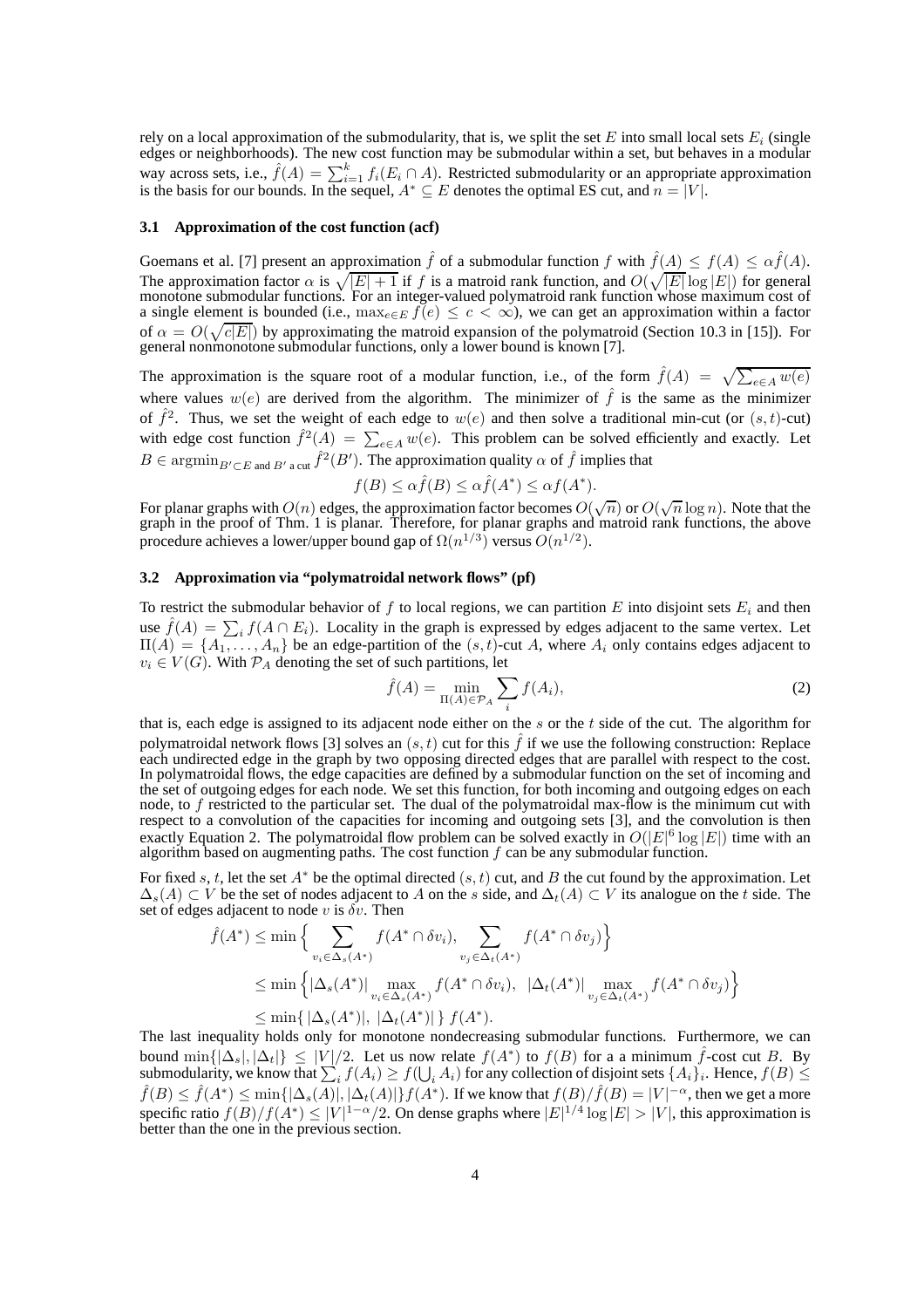rely on a local approximation of the submodularity, that is, we split the set $E$ into small local sets $E_i$ (single edges or neighborhoods). The new cost function may be submodular within a set, but behaves in a modular way across sets, i.e., $\hat{f}(A) = \sum_{i=1}^{k} f_i(E_i \cap A)$. Restricted submodularity or an appropriate approximation is the basis for our bounds. In the sequel, $A^* \subseteq E$ denotes the optimal ES cut, and $n = |V|$.

### 3.1 Approximation of the cost function (acf)

Goemans et al. [7] present an approximation $\hat{f}$ of a submodular function $f$ with $\hat{f}(A) \leq f(A) \leq \alpha \hat{f}(A)$. The approximation factor $\alpha$ is $\sqrt{|E|+1}$ if $f$ is a matroid rank function, and $O(\sqrt{|E|}\log|E|)$ for general monotone submodular functions. For an integer-valued polymatroid rank function whose maximum cost of a single element is bounded (i.e., $\max_{e \in E} f(e) \leq c < \infty$), we can get an approximation within a factor of $\alpha = O(\sqrt{c|E|})$ by approximating the matroid expansion of the polymatroid (Section 10.3 in [15]). For general nonmonotone submodular functions, only a lower bound is known [7].

The approximation is the square root of a modular function, i.e., of the form $\hat{f}(A) = \sqrt{\sum_{e \in A} w(e)}$ where values $w(e)$ are derived from the algorithm. The minimizer of $\hat{f}$ is the same as the minimizer of $\hat{f}^2$. Thus, we set the weight of each edge to $w(e)$ and then solve a traditional min-cut (or $(s,t)$-cut) with edge cost function $\hat{f}^2(A) = \sum_{e \in A} w(e)$. This problem can be solved efficiently and exactly. Let $B \in \operatorname{argmin}_{B' \subset E \text{ and } B' \text{ a cut}} \hat{f}^2(B')$. The approximation quality $\alpha$ of $\hat{f}$ implies that

$$f(B) \leq \alpha \hat{f}(B) \leq \alpha \hat{f}(A^*) \leq \alpha f(A^*).$$

For planar graphs with $O(n)$ edges, the approximation factor becomes $O(\sqrt{n})$ or $O(\sqrt{n}\log n)$. Note that the graph in the proof of Thm. 1 is planar. Therefore, for planar graphs and matroid rank functions, the above procedure achieves a lower/upper bound gap of $\Omega(n^{1/3})$ versus $O(n^{1/2})$.

### 3.2 Approximation via "polymatroidal network flows" (pf)

To restrict the submodular behavior of $f$ to local regions, we can partition $E$ into disjoint sets $E_i$ and then use $\hat{f}(A) = \sum_i f(A \cap E_i)$. Locality in the graph is expressed by edges adjacent to the same vertex. Let $\Pi(A) = \{A_1, \ldots, A_n\}$ be an edge-partition of the $(s,t)$-cut $A$, where $A_i$ only contains edges adjacent to $v_i \in V(G)$. With $\mathcal{P}_A$ denoting the set of such partitions, let

$$\hat{f}(A) = \min_{\Pi(A) \in \mathcal{P}_A} \sum_i f(A_i), \tag{2}$$

that is, each edge is assigned to its adjacent node either on the $s$ or the $t$ side of the cut. The algorithm for polymatroidal network flows [3] solves an $(s,t)$ cut for this $\hat{f}$ if we use the following construction: Replace each undirected edge in the graph by two opposing directed edges that are parallel with respect to the cost. In polymatroidal flows, the edge capacities are defined by a submodular function on the set of incoming and the set of outgoing edges for each node. We set this function, for both incoming and outgoing edges on each node, to $f$ restricted to the particular set. The dual of the polymatroidal max-flow is the minimum cut with respect to a convolution of the capacities for incoming and outgoing sets [3], and the convolution is then exactly Equation 2. The polymatroidal flow problem can be solved exactly in $O(|E|^6 \log |E|)$ time with an algorithm based on augmenting paths. The cost function $f$ can be any submodular function.

For fixed $s,t$, let the set $A^*$ be the optimal directed $(s,t)$ cut, and $B$ the cut found by the approximation. Let $\Delta_s(A) \subset V$ be the set of nodes adjacent to $A$ on the $s$ side, and $\Delta_t(A) \subset V$ its analogue on the $t$ side. The set of edges adjacent to node $v$ is $\delta v$. Then

$$\begin{aligned}
\hat{f}(A^*) &\leq \min\Big\{ \sum_{v_i \in \Delta_s(A^*)} f(A^* \cap \delta v_i), \sum_{v_j \in \Delta_t(A^*)} f(A^* \cap \delta v_j) \Big\} \\
&\leq \min\Big\{ |\Delta_s(A^*)| \max_{v_i \in \Delta_s(A^*)} f(A^* \cap \delta v_i), \ |\Delta_t(A^*)| \max_{v_j \in \Delta_t(A^*)} f(A^* \cap \delta v_j) \Big\} \\
&\leq \min\{ \, |\Delta_s(A^*)|, \ |\Delta_t(A^*)| \, \} \, f(A^*).
\end{aligned}$$

The last inequality holds only for monotone nondecreasing submodular functions. Furthermore, we can bound $\min\{|\Delta_s|, |\Delta_t|\} \leq |V|/2$. Let us now relate $f(A^*)$ to $f(B)$ for a a minimum $\hat{f}$-cost cut $B$. By submodularity, we know that $\sum_i f(A_i) \geq f(\bigcup_i A_i)$ for any collection of disjoint sets $\{A_i\}_i$. Hence, $f(B) \leq \hat{f}(B) \leq \hat{f}(A^*) \leq \min\{|\Delta_s(A)|, |\Delta_t(A)|\} f(A^*)$. If we know that $f(B)/\hat{f}(B) = |V|^{-\alpha}$, then we get a more specific ratio $f(B)/f(A^*) \leq |V|^{1-\alpha}/2$. On dense graphs where $|E|^{1/4} \log |E| > |V|$, this approximation is better than the one in the previous section.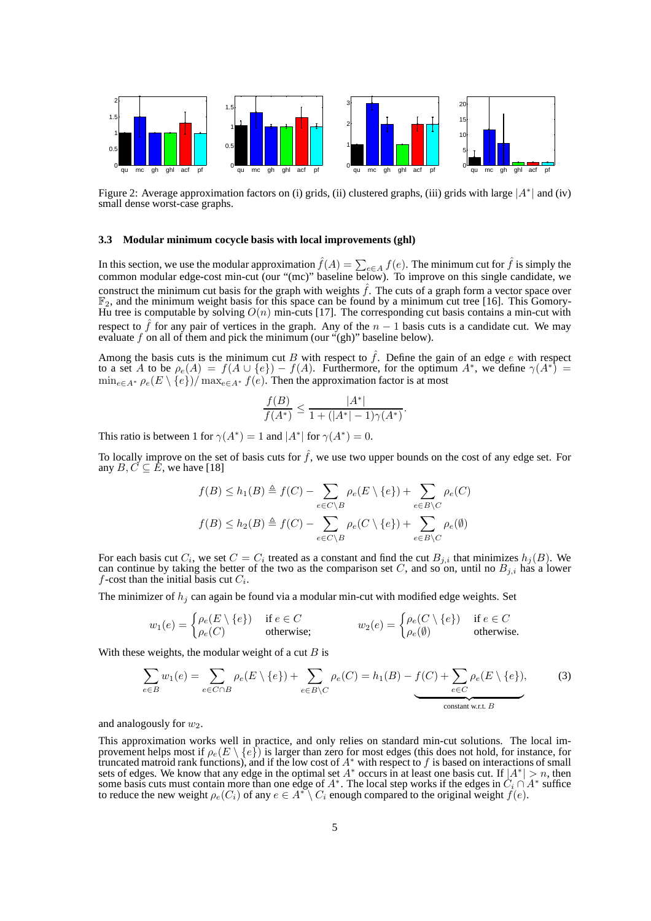Figure 2: Average approximation factors on (i) grids, (ii) clustered graphs, (iii) grids with large $|A^*|$ and (iv) small dense worst-case graphs.

### 3.3 Modular minimum cocycle basis with local improvements (ghl)

In this section, we use the modular approximation $\hat{f}(A) = \sum_{e \in A} f(e)$. The minimum cut for $\hat{f}$ is simply the common modular edge-cost min-cut (our "(mc)" baseline below). To improve on this single candidate, we construct the minimum cut basis for the graph with weights $\hat{f}$. The cuts of a graph form a vector space over $\mathbb{F}_2$, and the minimum weight basis for this space can be found by a minimum cut tree [16]. This Gomory-Hu tree is computable by solving $O(n)$ min-cuts [17]. The corresponding cut basis contains a min-cut with respect to $\hat{f}$ for any pair of vertices in the graph. Any of the $n-1$ basis cuts is a candidate cut. We may evaluate $f$ on all of them and pick the minimum (our "(gh)" baseline below).

Among the basis cuts is the minimum cut $B$ with respect to $\hat{f}$. Define the gain of an edge $e$ with respect to a set $A$ to be $\rho_e(A) = f(A \cup \{e\}) - f(A)$. Furthermore, for the optimum $A^*$, we define $\gamma(A^*) = \min_{e \in A^*} \rho_e(E \setminus \{e\}) / \max_{e \in A^*} f(e)$. Then the approximation factor is at most

$$\frac{f(B)}{f(A^*)} \leq \frac{|A^*|}{1 + (|A^*| - 1)\gamma(A^*)}.$$

This ratio is between 1 for $\gamma(A^*) = 1$ and $|A^*|$ for $\gamma(A^*) = 0$.

To locally improve on the set of basis cuts for $\hat{f}$, we use two upper bounds on the cost of any edge set. For any $B, C \subseteq E$, we have [18]

$$f(B) \leq h_1(B) \triangleq f(C) - \sum_{e \in C \setminus B} \rho_e(E \setminus \{e\}) + \sum_{e \in B \setminus C} \rho_e(C)$$

$$f(B) \leq h_2(B) \triangleq f(C) - \sum_{e \in C \setminus B} \rho_e(C \setminus \{e\}) + \sum_{e \in B \setminus C} \rho_e(\emptyset)$$

For each basis cut $C_i$, we set $C = C_i$ treated as a constant and find the cut $B_{j,i}$ that minimizes $h_j(B)$. We can continue by taking the better of the two as the comparison set $C$, and so on, until no $B_{j,i}$ has a lower $f$-cost than the initial basis cut $C_i$.

The minimizer of $h_j$ can again be found via a modular min-cut with modified edge weights. Set

$$w_1(e) = \begin{cases} \rho_e(E \setminus \{e\}) & \text{if } e \in C \\ \rho_e(C) & \text{otherwise;} \end{cases} \qquad w_2(e) = \begin{cases} \rho_e(C \setminus \{e\}) & \text{if } e \in C \\ \rho_e(\emptyset) & \text{otherwise.} \end{cases}$$

With these weights, the modular weight of a cut $B$ is

$$\sum_{e \in B} w_1(e) = \sum_{e \in C \cap B} \rho_e(E \setminus \{e\}) + \sum_{e \in B \setminus C} \rho_e(C) = h_1(B) \underbrace{- f(C) + \sum_{e \in C} \rho_e(E \setminus \{e\})}_{\text{constant w.r.t. } B}, \tag{3}$$

and analogously for $w_2$.

This approximation works well in practice, and only relies on standard min-cut solutions. The local improvement helps most if $\rho_e(E \setminus \{e\})$ is larger than zero for most edges (this does not hold, for instance, for truncated matroid rank functions), and if the low cost of $A^*$ with respect to $f$ is based on interactions of small sets of edges. We know that any edge in the optimal set $A^*$ occurs in at least one basis cut. If $|A^*| > n$, then some basis cuts must contain more than one edge of $A^*$. The local step works if the edges in $C_i \cap A^*$ suffice to reduce the new weight $\rho_e(C_i)$ of any $e \in A^* \setminus C_i$ enough compared to the original weight $f(e)$.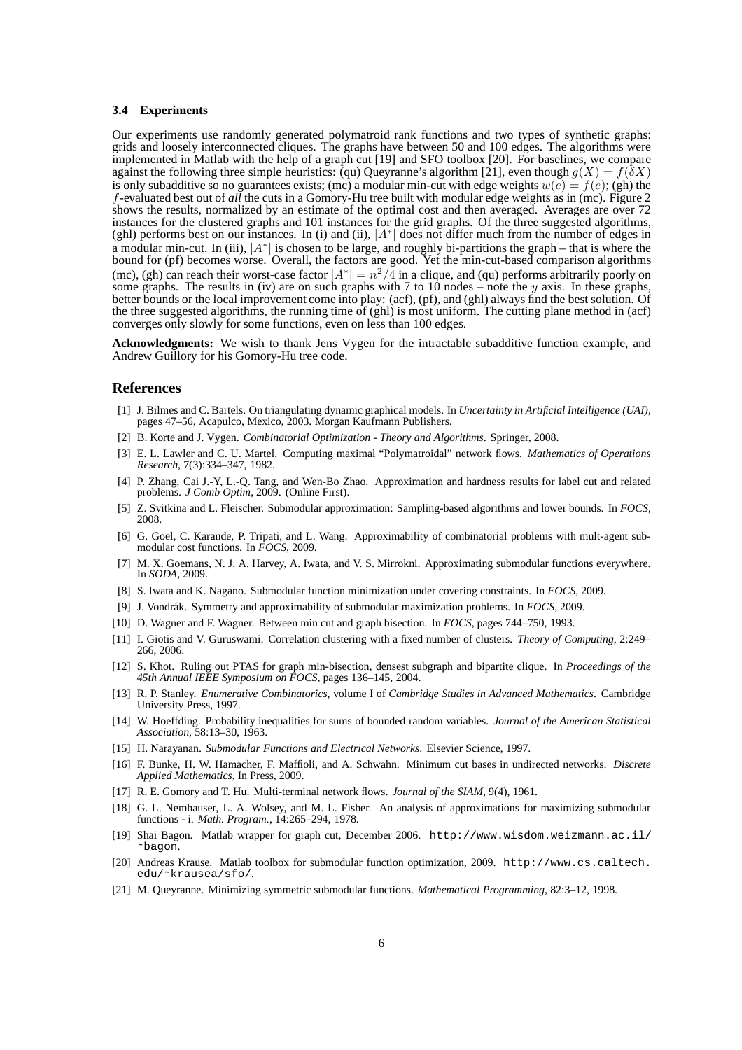### 3.4 Experiments

Our experiments use randomly generated polymatroid rank functions and two types of synthetic graphs: grids and loosely interconnected cliques. The graphs have between 50 and 100 edges. The algorithms were implemented in Matlab with the help of a graph cut [19] and SFO toolbox [20]. For baselines, we compare against the following three simple heuristics: (qu) Queyranne's algorithm [21], even though $g(X) = f(\delta X)$ is only subadditive so no guarantees exists; (mc) a modular min-cut with edge weights $w(e) = f(e)$; (gh) the $f$-evaluated best out of *all* the cuts in a Gomory-Hu tree built with modular edge weights as in (mc). Figure 2 shows the results, normalized by an estimate of the optimal cost and then averaged. Averages are over 72 instances for the clustered graphs and 101 instances for the grid graphs. Of the three suggested algorithms, (ghl) performs best on our instances. In (i) and (ii), $|A^*|$ does not differ much from the number of edges in a modular min-cut. In (iii), $|A^*|$ is chosen to be large, and roughly bi-partitions the graph – that is where the bound for (pf) becomes worse. Overall, the factors are good. Yet the min-cut-based comparison algorithms (mc), (gh) can reach their worst-case factor $|A^*| = n^2/4$ in a clique, and (qu) performs arbitrarily poorly on some graphs. The results in (iv) are on such graphs with 7 to 10 nodes – note the $y$ axis. In these graphs, better bounds or the local improvement come into play: (acf), (pf), and (ghl) always find the best solution. Of the three suggested algorithms, the running time of (ghl) is most uniform. The cutting plane method in (acf) converges only slowly for some functions, even on less than 100 edges.

**Acknowledgments:** We wish to thank Jens Vygen for the intractable subadditive function example, and Andrew Guillory for his Gomory-Hu tree code.

## References

[1] J. Bilmes and C. Bartels. On triangulating dynamic graphical models. In *Uncertainty in Artificial Intelligence (UAI)*, pages 47–56, Acapulco, Mexico, 2003. Morgan Kaufmann Publishers.

[2] B. Korte and J. Vygen. *Combinatorial Optimization - Theory and Algorithms*. Springer, 2008.

[3] E. L. Lawler and C. U. Martel. Computing maximal "Polymatroidal" network flows. *Mathematics of Operations Research*, 7(3):334–347, 1982.

[4] P. Zhang, Cai J.-Y, L.-Q. Tang, and Wen-Bo Zhao. Approximation and hardness results for label cut and related problems. *J Comb Optim*, 2009. (Online First).

[5] Z. Svitkina and L. Fleischer. Submodular approximation: Sampling-based algorithms and lower bounds. In *FOCS*, 2008.

[6] G. Goel, C. Karande, P. Tripati, and L. Wang. Approximability of combinatorial problems with mult-agent submodular cost functions. In *FOCS*, 2009.

[7] M. X. Goemans, N. J. A. Harvey, A. Iwata, and V. S. Mirrokni. Approximating submodular functions everywhere. In *SODA*, 2009.

[8] S. Iwata and K. Nagano. Submodular function minimization under covering constraints. In *FOCS*, 2009.

[9] J. Vondrák. Symmetry and approximability of submodular maximization problems. In *FOCS*, 2009.

[10] D. Wagner and F. Wagner. Between min cut and graph bisection. In *FOCS*, pages 744–750, 1993.

[11] I. Giotis and V. Guruswami. Correlation clustering with a fixed number of clusters. *Theory of Computing*, 2:249–266, 2006.

[12] S. Khot. Ruling out PTAS for graph min-bisection, densest subgraph and bipartite clique. In *Proceedings of the 45th Annual IEEE Symposium on FOCS*, pages 136–145, 2004.

[13] R. P. Stanley. *Enumerative Combinatorics*, volume I of *Cambridge Studies in Advanced Mathematics*. Cambridge University Press, 1997.

[14] W. Hoeffding. Probability inequalities for sums of bounded random variables. *Journal of the American Statistical Association*, 58:13–30, 1963.

[15] H. Narayanan. *Submodular Functions and Electrical Networks*. Elsevier Science, 1997.

[16] F. Bunke, H. W. Hamacher, F. Maffioli, and A. Schwahn. Minimum cut bases in undirected networks. *Discrete Applied Mathematics*, In Press, 2009.

[17] R. E. Gomory and T. Hu. Multi-terminal network flows. *Journal of the SIAM*, 9(4), 1961.

[18] G. L. Nemhauser, L. A. Wolsey, and M. L. Fisher. An analysis of approximations for maximizing submodular functions - i. *Math. Program.*, 14:265–294, 1978.

[19] Shai Bagon. Matlab wrapper for graph cut, December 2006. http://www.wisdom.weizmann.ac.il/~bagon.

[20] Andreas Krause. Matlab toolbox for submodular function optimization, 2009. http://www.cs.caltech.edu/~krausea/sfo/.

[21] M. Queyranne. Minimizing symmetric submodular functions. *Mathematical Programming*, 82:3–12, 1998.